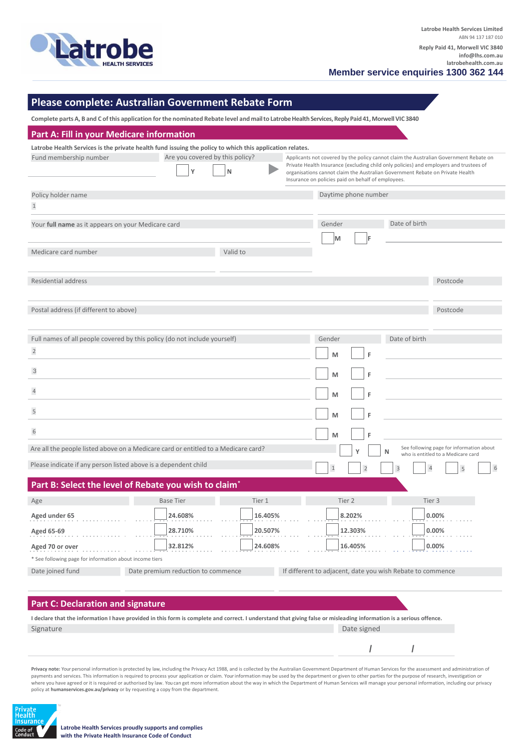Latrobe HEALTH SERVICES

Latrobe Health Services Limited
ABN 94 137 187 010

Reply Paid 41, Morwell VIC 3840
info@lhs.com.au
latrobehealth.com.au

**Member service enquiries 1300 362 144**

# Please complete: Australian Government Rebate Form

**Complete parts A, B and C of this application for the nominated Rebate level and mail to Latrobe Health Services, Reply Paid 41, Morwell VIC 3840**

## Part A: Fill in your Medicare information

**Latrobe Health Services is the private health fund issuing the policy to which this application relates.**

Fund membership number

Are you covered by this policy? Y N

Applicants not covered by the policy cannot claim the Australian Government Rebate on Private Health Insurance (excluding child only policies) and employers and trustees of organisations cannot claim the Australian Government Rebate on Private Health Insurance on policies paid on behalf of employees.

Policy holder name

1

Daytime phone number

Your **full name** as it appears on your Medicare card

Gender M F

Date of birth

Medicare card number

Valid to

Residential address

Postcode

Postal address (if different to above)

Postcode

| Full names of all people covered by this policy (do not include yourself) | Gender | | Date of birth |
|---|---|---|---|
| 2 | M | F | |
| 3 | M | F | |
| 4 | M | F | |
| 5 | M | F | |
| 6 | M | F | |

Are all the people listed above on a Medicare card or entitled to a Medicare card? Y N

See following page for information about who is entitled to a Medicare card

Please indicate if any person listed above is a dependent child 1 2 3 4 5 6

## Part B: Select the level of Rebate you wish to claim*

| Age | Base Tier | Tier 1 | Tier 2 | Tier 3 |
|---|---|---|---|---|
| **Aged under 65** | 24.608% | 16.405% | 8.202% | 0.00% |
| **Aged 65-69** | 28.710% | 20.507% | 12.303% | 0.00% |
| **Aged 70 or over** | 32.812% | 24.608% | 16.405% | 0.00% |

\* See following page for information about income tiers

Date joined fund

Date premium reduction to commence

If different to adjacent, date you wish Rebate to commence

## Part C: Declaration and signature

**I declare that the information I have provided in this form is complete and correct. I understand that giving false or misleading information is a serious offence.**

Signature

Date signed / /

**Privacy note:** Your personal information is protected by law, including the Privacy Act 1988, and is collected by the Australian Government Department of Human Services for the assessment and administration of payments and services. This information is required to process your application or claim. Your information may be used by the department or given to other parties for the purpose of research, investigation or where you have agreed or it is required or authorised by law. You can get more information about the way in which the Department of Human Services will manage your personal information, including our privacy policy at **humanservices.gov.au/privacy** or by requesting a copy from the department.

Private Health Insurance Code of Conduct

**Latrobe Health Services proudly supports and complies with the Private Health Insurance Code of Conduct**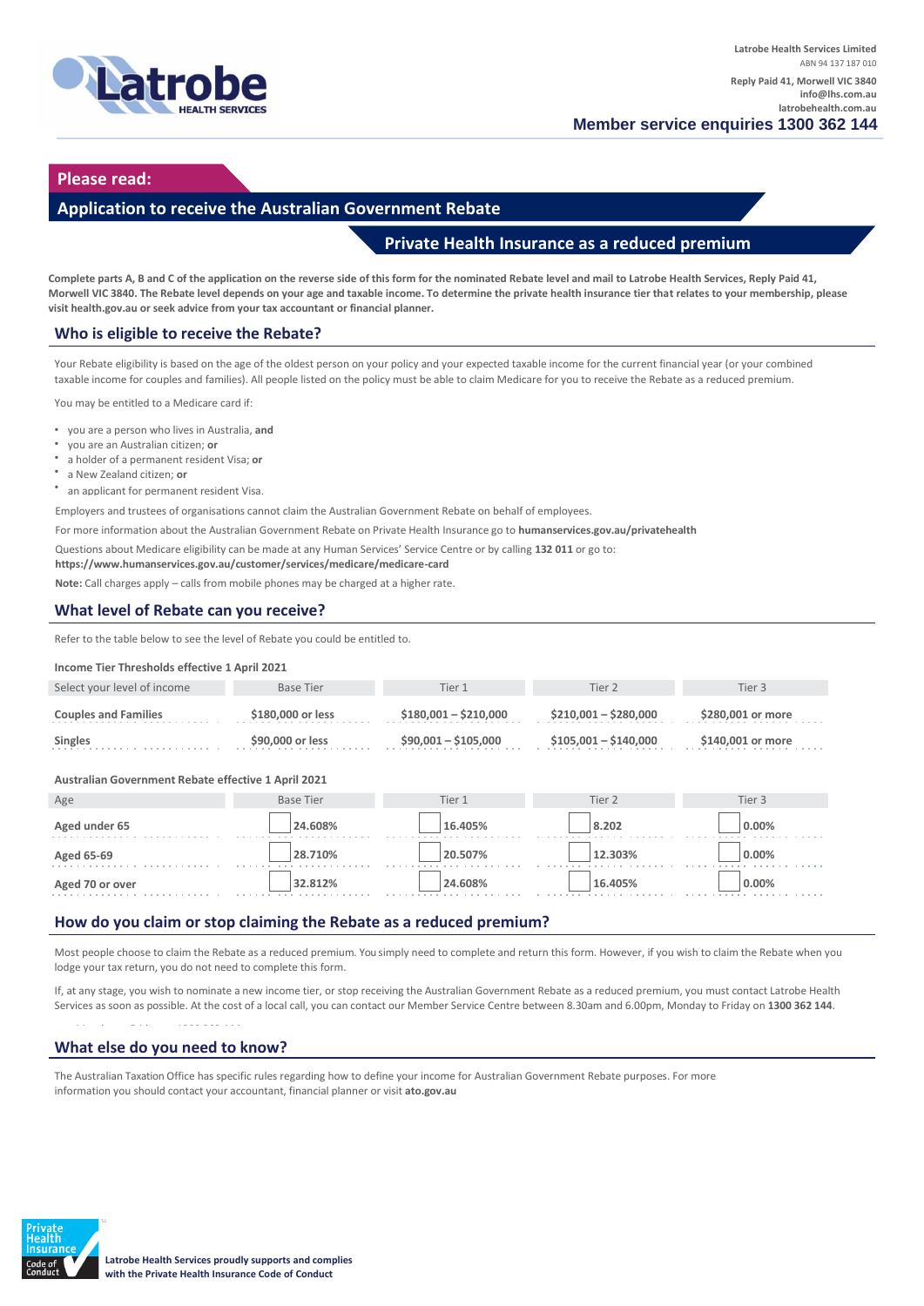Latrobe Health Services Limited
ABN 94 137 187 010

Reply Paid 41, Morwell VIC 3840
info@lhs.com.au
latrobehealth.com.au

**Member service enquiries 1300 362 144**

## Please read:

## Application to receive the Australian Government Rebate

### Private Health Insurance as a reduced premium

**Complete parts A, B and C of the application on the reverse side of this form for the nominated Rebate level and mail to Latrobe Health Services, Reply Paid 41, Morwell VIC 3840. The Rebate level depends on your age and taxable income. To determine the private health insurance tier that relates to your membership, please visit health.gov.au or seek advice from your tax accountant or financial planner.**

## Who is eligible to receive the Rebate?

Your Rebate eligibility is based on the age of the oldest person on your policy and your expected taxable income for the current financial year (or your combined taxable income for couples and families). All people listed on the policy must be able to claim Medicare for you to receive the Rebate as a reduced premium.

You may be entitled to a Medicare card if:

- you are a person who lives in Australia, **and**
- you are an Australian citizen; **or**
- a holder of a permanent resident Visa; **or**
- a New Zealand citizen; **or**
- an applicant for permanent resident Visa.

Employers and trustees of organisations cannot claim the Australian Government Rebate on behalf of employees.

For more information about the Australian Government Rebate on Private Health Insurance go to **humanservices.gov.au/privatehealth**

Questions about Medicare eligibility can be made at any Human Services' Service Centre or by calling **132 011** or go to:
**https://www.humanservices.gov.au/customer/services/medicare/medicare-card**

**Note:** Call charges apply – calls from mobile phones may be charged at a higher rate.

## What level of Rebate can you receive?

Refer to the table below to see the level of Rebate you could be entitled to.

**Income Tier Thresholds effective 1 April 2021**

| Select your level of income | Base Tier | Tier 1 | Tier 2 | Tier 3 |
|---|---|---|---|---|
| **Couples and Families** | **$180,000 or less** | **$180,001 – $210,000** | **$210,001 – $280,000** | **$280,001 or more** |
| **Singles** | **$90,000 or less** | **$90,001 – $105,000** | **$105,001 – $140,000** | **$140,001 or more** |

**Australian Government Rebate effective 1 April 2021**

| Age | Base Tier | Tier 1 | Tier 2 | Tier 3 |
|---|---|---|---|---|
| **Aged under 65** | ☐ **24.608%** | ☐ **16.405%** | ☐ **8.202** | ☐ **0.00%** |
| **Aged 65-69** | ☐ **28.710%** | ☐ **20.507%** | ☐ **12.303%** | ☐ **0.00%** |
| **Aged 70 or over** | ☐ **32.812%** | ☐ **24.608%** | ☐ **16.405%** | ☐ **0.00%** |

## How do you claim or stop claiming the Rebate as a reduced premium?

Most people choose to claim the Rebate as a reduced premium. You simply need to complete and return this form. However, if you wish to claim the Rebate when you lodge your tax return, you do not need to complete this form.

If, at any stage, you wish to nominate a new income tier, or stop receiving the Australian Government Rebate as a reduced premium, you must contact Latrobe Health Services as soon as possible. At the cost of a local call, you can contact our Member Service Centre between 8.30am and 6.00pm, Monday to Friday on **1300 362 144**.

## What else do you need to know?

The Australian Taxation Office has specific rules regarding how to define your income for Australian Government Rebate purposes. For more information you should contact your accountant, financial planner or visit **ato.gov.au**

**Latrobe Health Services proudly supports and complies with the Private Health Insurance Code of Conduct**